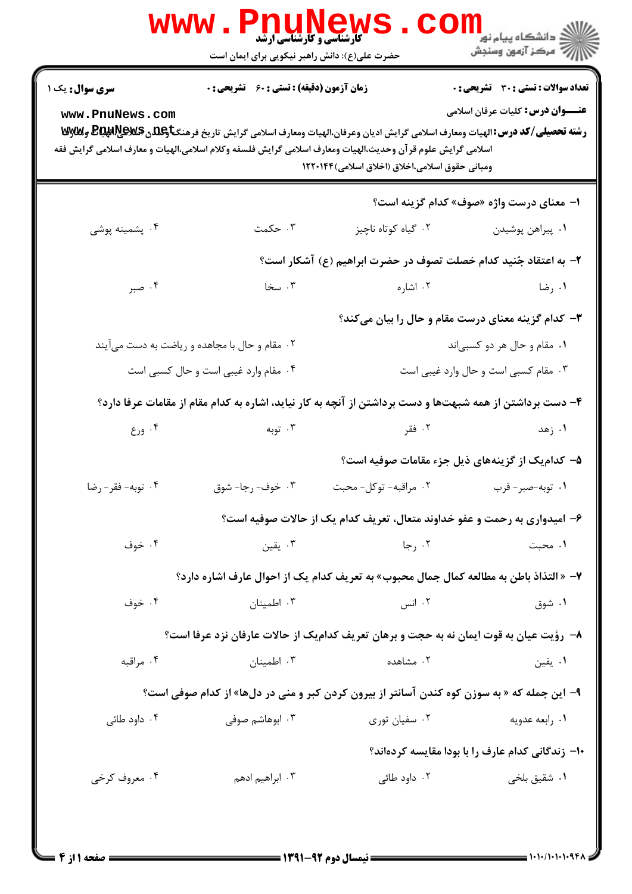کارشناسی و کارشناسی ارشد

حضرت علی(ع): دانش راهبر نیکویی برای ایمان است

دانشگاه پیام نور
مرکز آزمون وسنجش

**سری سوال:** یک ۱

**زمان آزمون (دقیقه) : تستی : ۶۰ تشریحی : ۰**

**تعداد سوالات : تستی : ۳۰ تشریحی : ۰**

**عنـــوان درس:** کلیات عرفان اسلامی

**رشته تحصیلی/کد درس:** الهیات ومعارف اسلامی گرایش ادیان وعرفان،الهیات ومعارف اسلامی گرایش تاریخ فرهنگ وتمدن اسلامی،الهیات و معارف اسلامی گرایش علوم قرآن وحدیث،الهیات ومعارف اسلامی گرایش فلسفه وکلام اسلامی،الهیات و معارف اسلامی گرایش فقه ومبانی حقوق اسلامی،اخلاق (اخلاق اسلامی)۱۲۲۰۱۴۴

**۱- معنای درست واژه «صوف» کدام گزینه است؟**

۱. پیراهن پوشیدن
۲. گیاه کوتاه ناچیز
۳. حکمت
۴. پشمینه پوشی

**۲- به اعتقاد جُنید کدام خصلت تصوف در حضرت ابراهیم (ع) آشکار است؟**

۱. رضا
۲. اشاره
۳. سخا
۴. صبر

**۳- کدام گزینه معنای درست مقام و حال را بیان می‌کند؟**

۱. مقام و حال هر دو کسبی‌اند
۲. مقام و حال با مجاهده و ریاضت به دست می‌آیند
۳. مقام کسبی است و حال وارد غیبی است
۴. مقام وارد غیبی است و حال کسبی است

**۴- دست برداشتن از همه شبهت‌ها و دست برداشتن از آنچه به کار نیاید، اشاره به کدام مقام از مقامات عرفا دارد؟**

۱. زهد
۲. فقر
۳. توبه
۴. ورع

**۵- کدام‌یک از گزینه‌های ذیل جزء مقامات صوفیه است؟**

۱. توبه-صبر- قرب
۲. مراقبه- توکل- محبت
۳. خوف- رجا- شوق
۴. توبه- فقر- رضا

**۶- امیدواری به رحمت و عفو خداوند متعال، تعریف کدام یک از حالات صوفیه است؟**

۱. محبت
۲. رجا
۳. یقین
۴. خوف

**۷- « التذاذ باطن به مطالعه کمال جمال محبوب» به تعریف کدام یک از احوال عارف اشاره دارد؟**

۱. شوق
۲. انس
۳. اطمینان
۴. خوف

**۸- رؤیت عیان به قوت ایمان نه به حجت و برهان تعریف کدام‌یک از حالات عارفان نزد عرفا است؟**

۱. یقین
۲. مشاهده
۳. اطمینان
۴. مراقبه

**۹- این جمله که « به سوزن کوه کندن آسانتر از بیرون کردن کبر و منی در دل‌ها» از کدام صوفی است؟**

۱. رابعه عدویه
۲. سفیان ثوری
۳. ابوهاشم صوفی
۴. داود طائی

**۱۰- زندگانی کدام عارف را با بودا مقایسه کرده‌اند؟**

۱. شقیق بلخی
۲. داود طائی
۳. ابراهیم ادهم
۴. معروف کرخی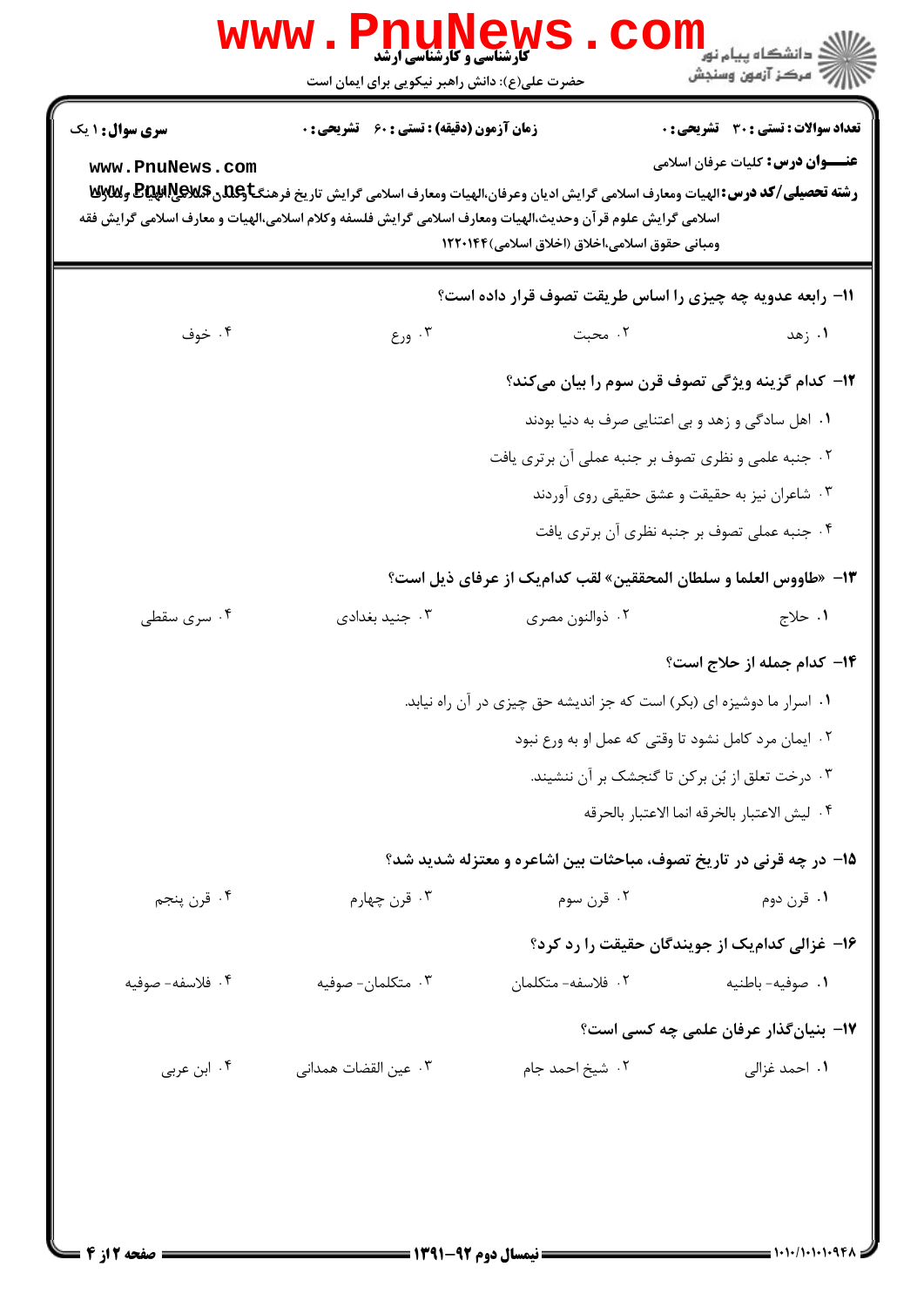**تعداد سوالات: تستی: ۳۰ تشریحی: ۰** | **زمان آزمون (دقیقه): تستی: ۶۰ تشریحی: ۰** | **سری سوال: ۱ یک**

**عنـــوان درس:** کلیات عرفان اسلامی

**رشته تحصیلی/کد درس:** الهیات ومعارف اسلامی گرایش ادیان وعرفان،الهیات ومعارف اسلامی گرایش تاریخ فرهنگ وتمدن اسلامی،الهیات و معارف اسلامی گرایش علوم قرآن وحدیث،الهیات ومعارف اسلامی گرایش فلسفه وکلام اسلامی،الهیات و معارف اسلامی گرایش فقه ومبانی حقوق اسلامی،اخلاق (اخلاق اسلامی)۱۲۲۰۱۴۴

---

**۱۱- رابعه عدویه چه چیزی را اساس طریقت تصوف قرار داده است؟**

۱. زهد
۲. محبت
۳. ورع
۴. خوف

**۱۲- کدام گزینه ویژگی تصوف قرن سوم را بیان می‌کند؟**

۱. اهل سادگی و زهد و بی اعتنایی صرف به دنیا بودند
۲. جنبه علمی و نظری تصوف بر جنبه عملی آن برتری یافت
۳. شاعران نیز به حقیقت و عشق حقیقی روی آوردند
۴. جنبه عملی تصوف بر جنبه نظری آن برتری یافت

**۱۳- «طاووس العلما و سلطان المحققین» لقب کدام‌یک از عرفای ذیل است؟**

۱. حلاج
۲. ذوالنون مصری
۳. جنید بغدادی
۴. سری سقطی

**۱۴- کدام جمله از حلاج است؟**

۱. اسرار ما دوشیزه ای (بکر) است که جز اندیشه حق چیزی در آن راه نیابد.
۲. ایمان مرد کامل نشود تا وقتی که عمل او به ورع نبود
۳. درخت تعلق از بُن برکن تا گنجشک بر آن ننشیند.
۴. لیس الاعتبار بالخرقه انما الاعتبار بالحرقه

**۱۵- در چه قرنی در تاریخ تصوف، مباحثات بین اشاعره و معتزله شدید شد؟**

۱. قرن دوم
۲. قرن سوم
۳. قرن چهارم
۴. قرن پنجم

**۱۶- غزالی کدام‌یک از جویندگان حقیقت را رد کرد؟**

۱. صوفیه- باطنیه
۲. فلاسفه- متکلمان
۳. متکلمان- صوفیه
۴. فلاسفه- صوفیه

**۱۷- بنیان‌گذار عرفان علمی چه کسی است؟**

۱. احمد غزالی
۲. شیخ احمد جام
۳. عین القضات همدانی
۴. ابن عربی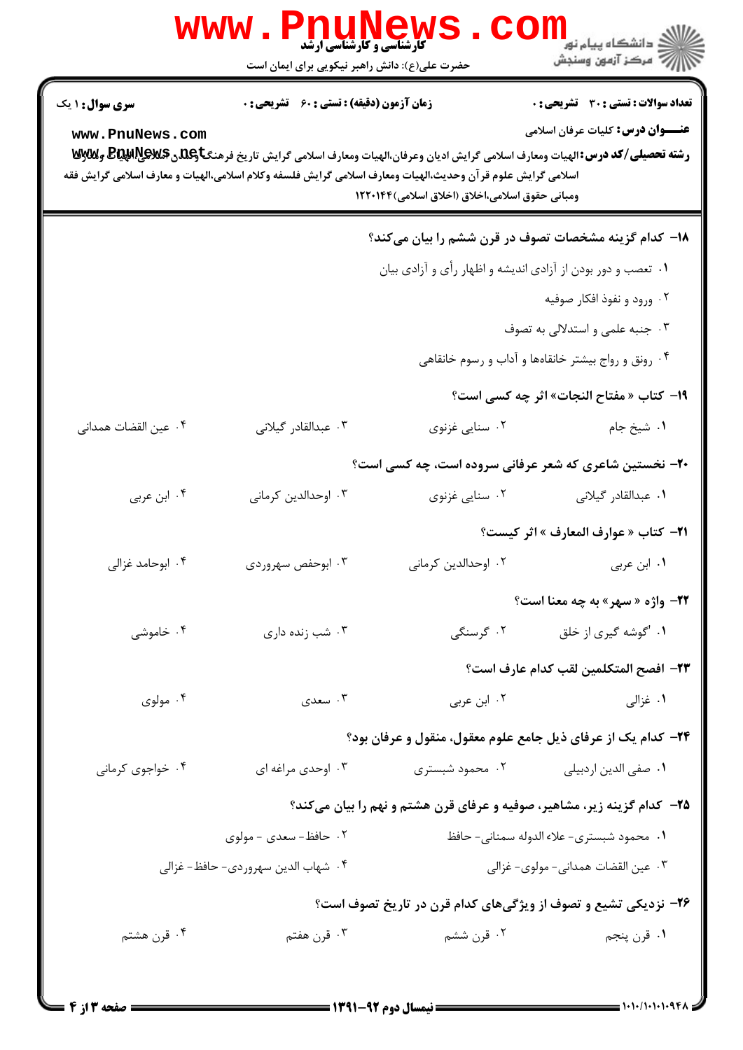سری سوال: ۱ یک | زمان آزمون (دقیقه): تستی: ۶۰ تشریحی: ۰ | تعداد سوالات: تستی: ۳۰ تشریحی: ۰

**عنـــوان درس:** کلیات عرفان اسلامی

**رشته تحصیلی/کد درس:** الهیات ومعارف اسلامی گرایش ادیان وعرفان،الهیات ومعارف اسلامی گرایش تاریخ فرهنگ وتمدن اسلامی،الهیات ومعارف اسلامی گرایش علوم قرآن وحدیث،الهیات ومعارف اسلامی گرایش فلسفه وکلام اسلامی،الهیات و معارف اسلامی گرایش فقه ومبانی حقوق اسلامی،اخلاق (اخلاق اسلامی)۱۲۲۰۱۴۴

**۱۸- کدام گزینه مشخصات تصوف در قرن ششم را بیان می‌کند؟**

۱. تعصب و دور بودن از آزادی اندیشه و اظهار رأی و آزادی بیان

۲. ورود و نفوذ افکار صوفیه

۳. جنبه علمی و استدلالی به تصوف

۴. رونق و رواج بیشتر خانقاه‌ها و آداب و رسوم خانقاهی

**۱۹- کتاب « مفتاح النجات» اثر چه کسی است؟**

۱. شیخ جام ۲. سنایی غزنوی ۳. عبدالقادر گیلانی ۴. عین القضات همدانی

**۲۰- نخستین شاعری که شعر عرفانی سروده است، چه کسی است؟**

۱. عبدالقادر گیلانی ۲. سنایی غزنوی ۳. اوحدالدین کرمانی ۴. ابن عربی

**۲۱- کتاب « عوارف المعارف » اثر کیست؟**

۱. ابن عربی ۲. اوحدالدین کرمانی ۳. ابوحفص سهروردی ۴. ابوحامد غزالی

**۲۲- واژه « سهر» به چه معنا است؟**

۱. گوشه گیری از خلق ۲. گرسنگی ۳. شب زنده داری ۴. خاموشی

**۲۳- افصح المتکلمین لقب کدام عارف است؟**

۱. غزالی ۲. ابن عربی ۳. سعدی ۴. مولوی

**۲۴- کدام یک از عرفای ذیل جامع علوم معقول، منقول و عرفان بود؟**

۱. صفی الدین اردبیلی ۲. محمود شبستری ۳. اوحدی مراغه ای ۴. خواجوی کرمانی

**۲۵- کدام گزینه زیر، مشاهیر، صوفیه و عرفای قرن هشتم و نهم را بیان می‌کند؟**

۱. محمود شبستری- علاء الدوله سمنانی- حافظ

۲. حافظ- سعدی - مولوی

۳. عین القضات همدانی- مولوی- غزالی

۴. شهاب الدین سهروردی- حافظ- غزالی

**۲۶- نزدیکی تشیع و تصوف از ویژگی‌های کدام قرن در تاریخ تصوف است؟**

۱. قرن پنجم ۲. قرن ششم ۳. قرن هفتم ۴. قرن هشتم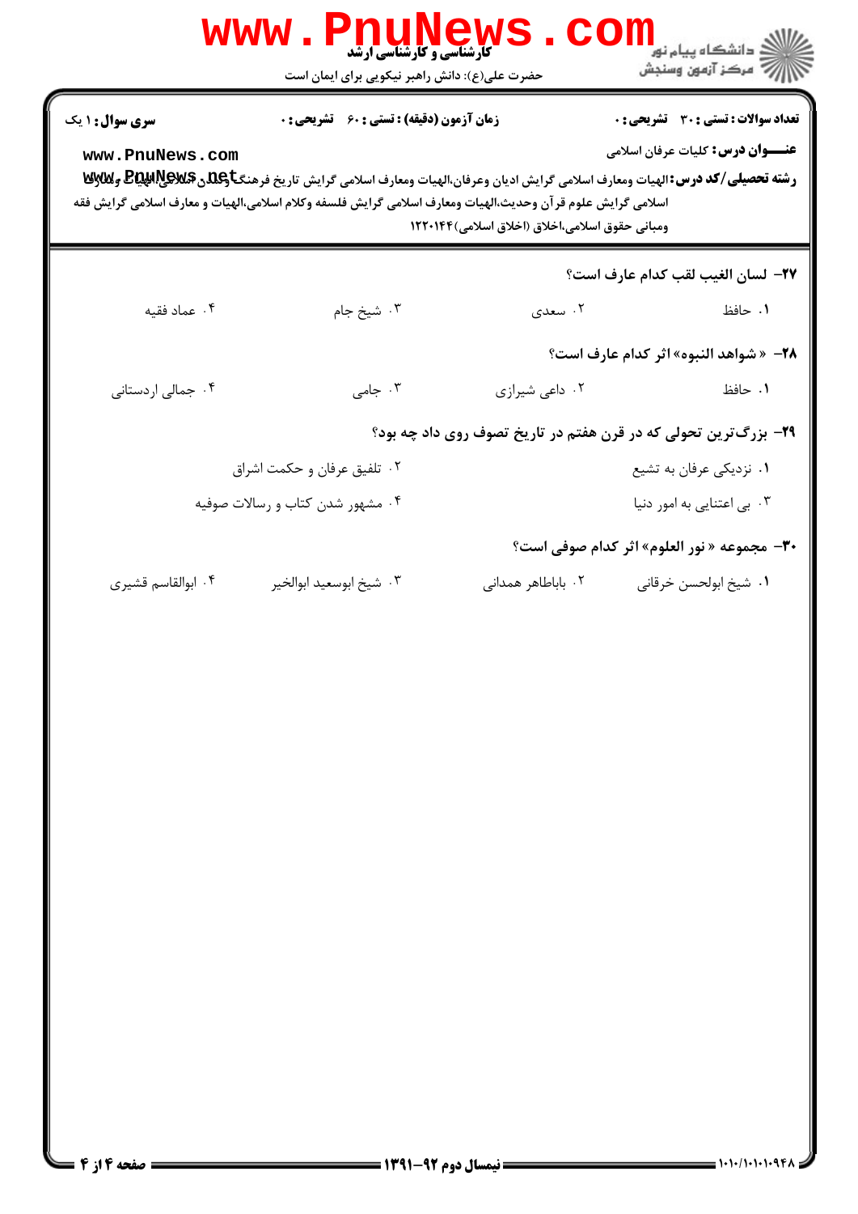**سری سوال:** ۱ یک | **زمان آزمون (دقیقه) : تستی :** ۶۰ **تشریحی :** ۰ | **تعداد سوالات : تستی :** ۳۰ **تشریحی :** ۰

**عنـــوان درس:** کلیات عرفان اسلامی

**رشته تحصیلی/کد درس:** الهیات ومعارف اسلامی گرایش ادیان وعرفان،الهیات ومعارف اسلامی گرایش تاریخ فرهنگ وتمدن اسلامی،الهیات ومعارف اسلامی گرایش علوم قرآن وحدیث،الهیات ومعارف اسلامی گرایش فلسفه وکلام اسلامی،الهیات و معارف اسلامی گرایش فقه ومبانی حقوق اسلامی،اخلاق (اخلاق اسلامی)۱۲۲۰۱۴۴

**۲۷- لسان الغیب لقب کدام عارف است؟**

۱. حافظ
۲. سعدی
۳. شیخ جام
۴. عماد فقیه

**۲۸- « شواهد النبوه» اثر کدام عارف است؟**

۱. حافظ
۲. داعی شیرازی
۳. جامی
۴. جمالی اردستانی

**۲۹- بزرگ‌ترین تحولی که در قرن هفتم در تاریخ تصوف روی داد چه بود؟**

۱. نزدیکی عرفان به تشیع
۲. تلفیق عرفان و حکمت اشراق
۳. بی اعتنایی به امور دنیا
۴. مشهور شدن کتاب و رسالات صوفیه

**۳۰- مجموعه « نور العلوم» اثر کدام صوفی است؟**

۱. شیخ ابولحسن خرقانی
۲. باباطاهر همدانی
۳. شیخ ابوسعید ابوالخیر
۴. ابوالقاسم قشیری